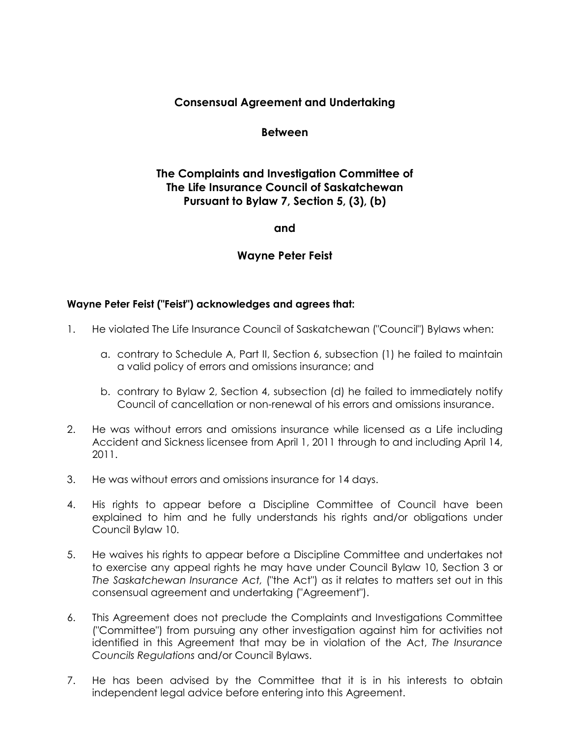# Consensual Agreement and Undertaking

**Between**

**The Complaints and Investigation Committee of The Life Insurance Council of Saskatchewan Pursuant to Bylaw 7, Section 5, (3), (b)**

**and**

**Wayne Peter Feist**

**Wayne Peter Feist ("Feist") acknowledges and agrees that:**

1. He violated The Life Insurance Council of Saskatchewan ("Council") Bylaws when:

   a. contrary to Schedule A, Part II, Section 6, subsection (1) he failed to maintain a valid policy of errors and omissions insurance; and

   b. contrary to Bylaw 2, Section 4, subsection (d) he failed to immediately notify Council of cancellation or non-renewal of his errors and omissions insurance.

2. He was without errors and omissions insurance while licensed as a Life including Accident and Sickness licensee from April 1, 2011 through to and including April 14, 2011.

3. He was without errors and omissions insurance for 14 days.

4. His rights to appear before a Discipline Committee of Council have been explained to him and he fully understands his rights and/or obligations under Council Bylaw 10.

5. He waives his rights to appear before a Discipline Committee and undertakes not to exercise any appeal rights he may have under Council Bylaw 10, Section 3 or *The Saskatchewan Insurance Act,* ("the Act") as it relates to matters set out in this consensual agreement and undertaking ("Agreement").

6. This Agreement does not preclude the Complaints and Investigations Committee ("Committee") from pursuing any other investigation against him for activities not identified in this Agreement that may be in violation of the Act, *The Insurance Councils Regulations* and/or Council Bylaws.

7. He has been advised by the Committee that it is in his interests to obtain independent legal advice before entering into this Agreement.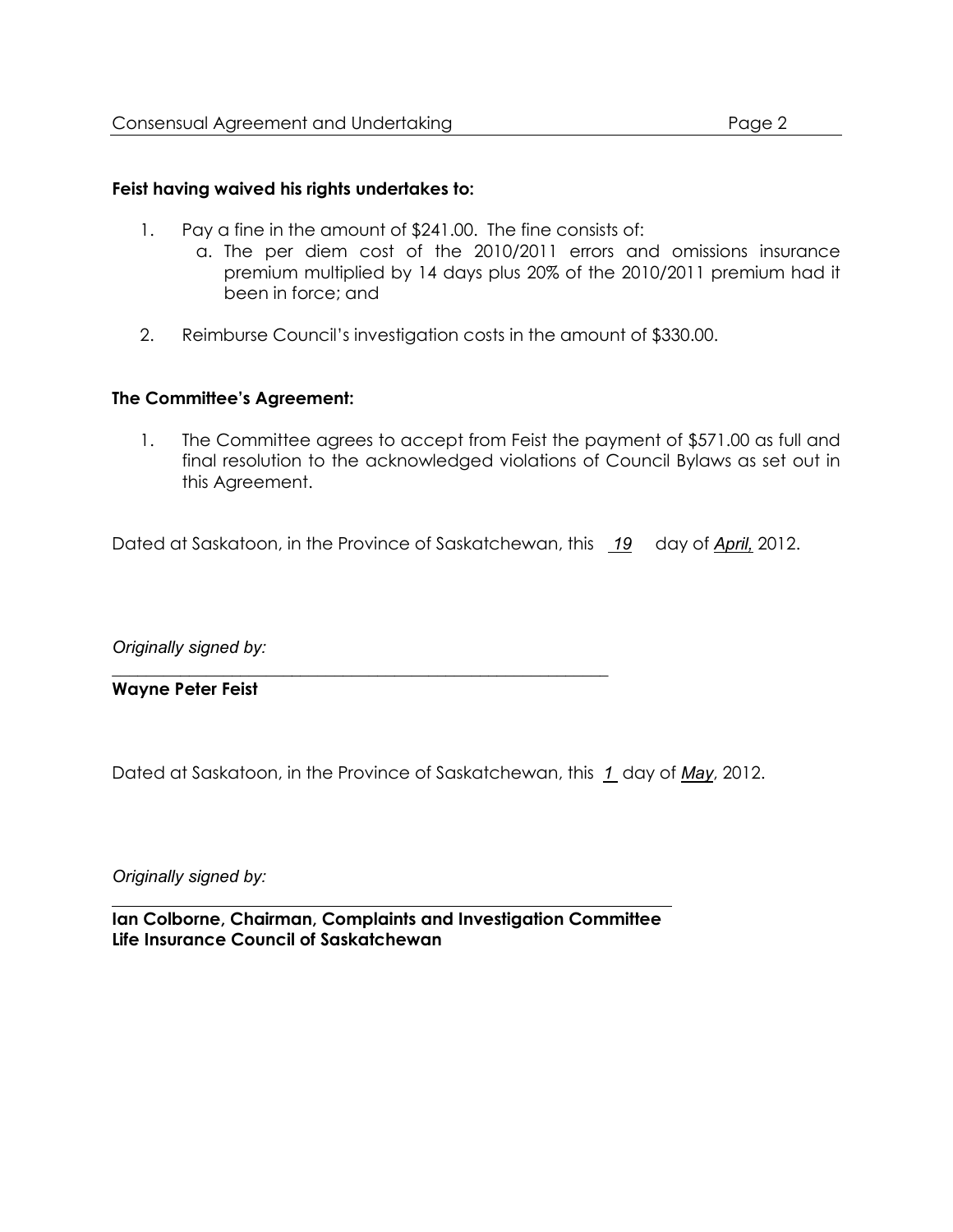**Feist having waived his rights undertakes to:**

1. Pay a fine in the amount of $241.00. The fine consists of:
   a. The per diem cost of the 2010/2011 errors and omissions insurance premium multiplied by 14 days plus 20% of the 2010/2011 premium had it been in force; and

2. Reimburse Council's investigation costs in the amount of $330.00.

**The Committee's Agreement:**

1. The Committee agrees to accept from Feist the payment of $571.00 as full and final resolution to the acknowledged violations of Council Bylaws as set out in this Agreement.

Dated at Saskatoon, in the Province of Saskatchewan, this *19* day of *April,* 2012.

*Originally signed by:*

**Wayne Peter Feist**

Dated at Saskatoon, in the Province of Saskatchewan, this *1* day of *May*, 2012.

*Originally signed by:*

**Ian Colborne, Chairman, Complaints and Investigation Committee**
**Life Insurance Council of Saskatchewan**